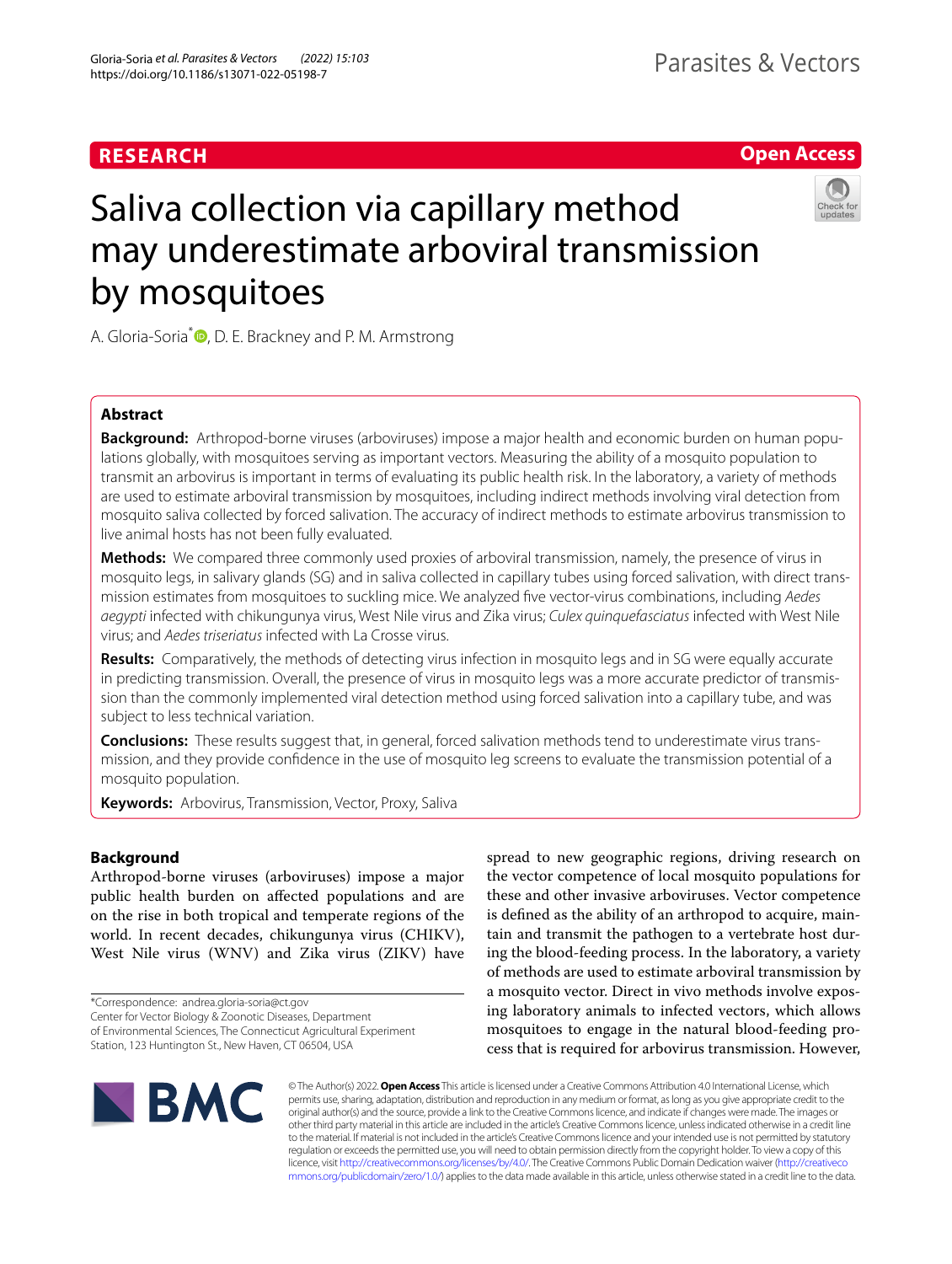RESEARCH

Open Access

# Saliva collection via capillary method may underestimate arboviral transmission by mosquitoes

A. Gloria-Soria*, D. E. Brackney and P. M. Armstrong

## Abstract

**Background:** Arthropod-borne viruses (arboviruses) impose a major health and economic burden on human populations globally, with mosquitoes serving as important vectors. Measuring the ability of a mosquito population to transmit an arbovirus is important in terms of evaluating its public health risk. In the laboratory, a variety of methods are used to estimate arboviral transmission by mosquitoes, including indirect methods involving viral detection from mosquito saliva collected by forced salivation. The accuracy of indirect methods to estimate arbovirus transmission to live animal hosts has not been fully evaluated.

**Methods:** We compared three commonly used proxies of arboviral transmission, namely, the presence of virus in mosquito legs, in salivary glands (SG) and in saliva collected in capillary tubes using forced salivation, with direct transmission estimates from mosquitoes to suckling mice. We analyzed five vector-virus combinations, including *Aedes aegypti* infected with chikungunya virus, West Nile virus and Zika virus; *Culex quinquefasciatus* infected with West Nile virus; and *Aedes triseriatus* infected with La Crosse virus.

**Results:** Comparatively, the methods of detecting virus infection in mosquito legs and in SG were equally accurate in predicting transmission. Overall, the presence of virus in mosquito legs was a more accurate predictor of transmission than the commonly implemented viral detection method using forced salivation into a capillary tube, and was subject to less technical variation.

**Conclusions:** These results suggest that, in general, forced salivation methods tend to underestimate virus transmission, and they provide confidence in the use of mosquito leg screens to evaluate the transmission potential of a mosquito population.

**Keywords:** Arbovirus, Transmission, Vector, Proxy, Saliva

## Background

Arthropod-borne viruses (arboviruses) impose a major public health burden on affected populations and are on the rise in both tropical and temperate regions of the world. In recent decades, chikungunya virus (CHIKV), West Nile virus (WNV) and Zika virus (ZIKV) have spread to new geographic regions, driving research on the vector competence of local mosquito populations for these and other invasive arboviruses. Vector competence is defined as the ability of an arthropod to acquire, maintain and transmit the pathogen to a vertebrate host during the blood-feeding process. In the laboratory, a variety of methods are used to estimate arboviral transmission by a mosquito vector. Direct in vivo methods involve exposing laboratory animals to infected vectors, which allows mosquitoes to engage in the natural blood-feeding process that is required for arbovirus transmission. However,

*Correspondence: andrea.gloria-soria@ct.gov
Center for Vector Biology & Zoonotic Diseases, Department of Environmental Sciences, The Connecticut Agricultural Experiment Station, 123 Huntington St., New Haven, CT 06504, USA

© The Author(s) 2022. **Open Access** This article is licensed under a Creative Commons Attribution 4.0 International License, which permits use, sharing, adaptation, distribution and reproduction in any medium or format, as long as you give appropriate credit to the original author(s) and the source, provide a link to the Creative Commons licence, and indicate if changes were made. The images or other third party material in this article are included in the article's Creative Commons licence, unless indicated otherwise in a credit line to the material. If material is not included in the article's Creative Commons licence and your intended use is not permitted by statutory regulation or exceeds the permitted use, you will need to obtain permission directly from the copyright holder. To view a copy of this licence, visit http://creativecommons.org/licenses/by/4.0/. The Creative Commons Public Domain Dedication waiver (http://creativecommons.org/publicdomain/zero/1.0/) applies to the data made available in this article, unless otherwise stated in a credit line to the data.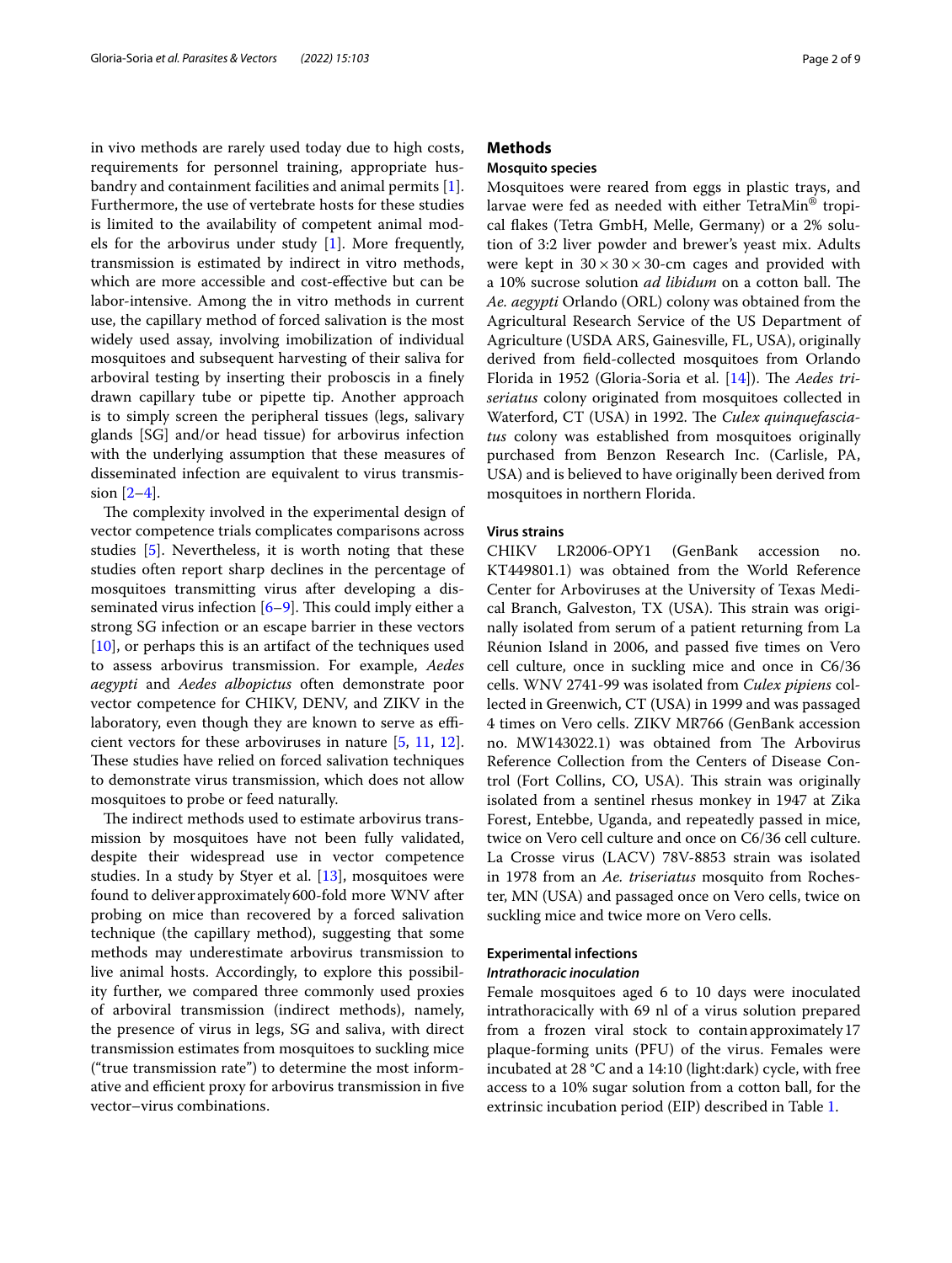in vivo methods are rarely used today due to high costs, requirements for personnel training, appropriate husbandry and containment facilities and animal permits [1]. Furthermore, the use of vertebrate hosts for these studies is limited to the availability of competent animal models for the arbovirus under study [1]. More frequently, transmission is estimated by indirect in vitro methods, which are more accessible and cost-effective but can be labor-intensive. Among the in vitro methods in current use, the capillary method of forced salivation is the most widely used assay, involving imobilization of individual mosquitoes and subsequent harvesting of their saliva for arboviral testing by inserting their proboscis in a finely drawn capillary tube or pipette tip. Another approach is to simply screen the peripheral tissues (legs, salivary glands [SG] and/or head tissue) for arbovirus infection with the underlying assumption that these measures of disseminated infection are equivalent to virus transmission [2–4].

The complexity involved in the experimental design of vector competence trials complicates comparisons across studies [5]. Nevertheless, it is worth noting that these studies often report sharp declines in the percentage of mosquitoes transmitting virus after developing a disseminated virus infection [6–9]. This could imply either a strong SG infection or an escape barrier in these vectors [10], or perhaps this is an artifact of the techniques used to assess arbovirus transmission. For example, *Aedes aegypti* and *Aedes albopictus* often demonstrate poor vector competence for CHIKV, DENV, and ZIKV in the laboratory, even though they are known to serve as efficient vectors for these arboviruses in nature [5, 11, 12]. These studies have relied on forced salivation techniques to demonstrate virus transmission, which does not allow mosquitoes to probe or feed naturally.

The indirect methods used to estimate arbovirus transmission by mosquitoes have not been fully validated, despite their widespread use in vector competence studies. In a study by Styer et al. [13], mosquitoes were found to deliver approximately 600-fold more WNV after probing on mice than recovered by a forced salivation technique (the capillary method), suggesting that some methods may underestimate arbovirus transmission to live animal hosts. Accordingly, to explore this possibility further, we compared three commonly used proxies of arboviral transmission (indirect methods), namely, the presence of virus in legs, SG and saliva, with direct transmission estimates from mosquitoes to suckling mice ("true transmission rate") to determine the most informative and efficient proxy for arbovirus transmission in five vector–virus combinations.

## Methods

### Mosquito species

Mosquitoes were reared from eggs in plastic trays, and larvae were fed as needed with either TetraMin® tropical flakes (Tetra GmbH, Melle, Germany) or a 2% solution of 3:2 liver powder and brewer's yeast mix. Adults were kept in $30 \times 30 \times 30$-cm cages and provided with a 10% sucrose solution *ad libidum* on a cotton ball. The *Ae. aegypti* Orlando (ORL) colony was obtained from the Agricultural Research Service of the US Department of Agriculture (USDA ARS, Gainesville, FL, USA), originally derived from field-collected mosquitoes from Orlando Florida in 1952 (Gloria-Soria et al. [14]). The *Aedes triseriatus* colony originated from mosquitoes collected in Waterford, CT (USA) in 1992. The *Culex quinquefasciatus* colony was established from mosquitoes originally purchased from Benzon Research Inc. (Carlisle, PA, USA) and is believed to have originally been derived from mosquitoes in northern Florida.

### Virus strains

CHIKV LR2006-OPY1 (GenBank accession no. KT449801.1) was obtained from the World Reference Center for Arboviruses at the University of Texas Medical Branch, Galveston, TX (USA). This strain was originally isolated from serum of a patient returning from La Réunion Island in 2006, and passed five times on Vero cell culture, once in suckling mice and once in C6/36 cells. WNV 2741-99 was isolated from *Culex pipiens* collected in Greenwich, CT (USA) in 1999 and was passaged 4 times on Vero cells. ZIKV MR766 (GenBank accession no. MW143022.1) was obtained from The Arbovirus Reference Collection from the Centers of Disease Control (Fort Collins, CO, USA). This strain was originally isolated from a sentinel rhesus monkey in 1947 at Zika Forest, Entebbe, Uganda, and repeatedly passed in mice, twice on Vero cell culture and once on C6/36 cell culture. La Crosse virus (LACV) 78V-8853 strain was isolated in 1978 from an *Ae. triseriatus* mosquito from Rochester, MN (USA) and passaged once on Vero cells, twice on suckling mice and twice more on Vero cells.

### Experimental infections

#### *Intrathoracic inoculation*

Female mosquitoes aged 6 to 10 days were inoculated intrathoracically with 69 nl of a virus solution prepared from a frozen viral stock to contain approximately 17 plaque-forming units (PFU) of the virus. Females were incubated at 28 °C and a 14:10 (light:dark) cycle, with free access to a 10% sugar solution from a cotton ball, for the extrinsic incubation period (EIP) described in Table 1.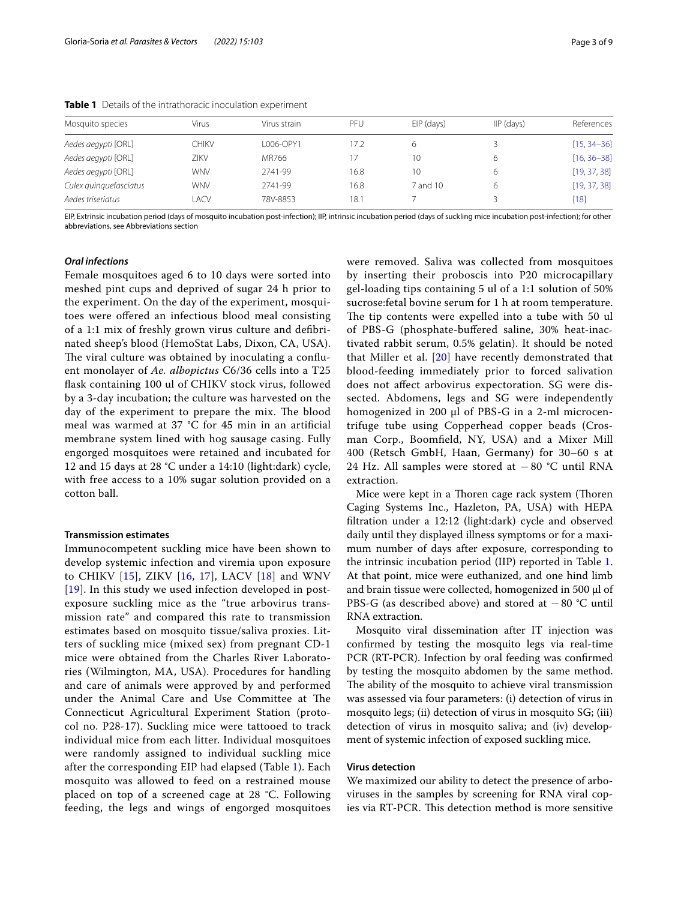**Table 1** Details of the intrathoracic inoculation experiment

| Mosquito species | Virus | Virus strain | PFU | EIP (days) | IIP (days) | References |
|---|---|---|---|---|---|---|
| *Aedes aegypti* [ORL] | CHIKV | L006-OPY1 | 17.2 | 6 | 3 | [15, 34–36] |
| *Aedes aegypti* [ORL] | ZIKV | MR766 | 17 | 10 | 6 | [16, 36–38] |
| *Aedes aegypti* [ORL] | WNV | 2741-99 | 16.8 | 10 | 6 | [19, 37, 38] |
| *Culex quinquefasciatus* | WNV | 2741-99 | 16.8 | 7 and 10 | 6 | [19, 37, 38] |
| *Aedes triseriatus* | LACV | 78V-8853 | 18.1 | 7 | 3 | [18] |

EIP, Extrinsic incubation period (days of mosquito incubation post-infection); IIP, intrinsic incubation period (days of suckling mice incubation post-infection); for other abbreviations, see Abbreviations section

### *Oral infections*

Female mosquitoes aged 6 to 10 days were sorted into meshed pint cups and deprived of sugar 24 h prior to the experiment. On the day of the experiment, mosquitoes were offered an infectious blood meal consisting of a 1:1 mix of freshly grown virus culture and defibrinated sheep's blood (HemoStat Labs, Dixon, CA, USA). The viral culture was obtained by inoculating a confluent monolayer of *Ae. albopictus* C6/36 cells into a T25 flask containing 100 ul of CHIKV stock virus, followed by a 3-day incubation; the culture was harvested on the day of the experiment to prepare the mix. The blood meal was warmed at 37 °C for 45 min in an artificial membrane system lined with hog sausage casing. Fully engorged mosquitoes were retained and incubated for 12 and 15 days at 28 °C under a 14:10 (light:dark) cycle, with free access to a 10% sugar solution provided on a cotton ball.

### Transmission estimates

Immunocompetent suckling mice have been shown to develop systemic infection and viremia upon exposure to CHIKV [15], ZIKV [16, 17], LACV [18] and WNV [19]. In this study we used infection developed in post-exposure suckling mice as the "true arbovirus transmission rate" and compared this rate to transmission estimates based on mosquito tissue/saliva proxies. Litters of suckling mice (mixed sex) from pregnant CD-1 mice were obtained from the Charles River Laboratories (Wilmington, MA, USA). Procedures for handling and care of animals were approved by and performed under the Animal Care and Use Committee at The Connecticut Agricultural Experiment Station (protocol no. P28-17). Suckling mice were tattooed to track individual mice from each litter. Individual mosquitoes were randomly assigned to individual suckling mice after the corresponding EIP had elapsed (Table 1). Each mosquito was allowed to feed on a restrained mouse placed on top of a screened cage at 28 °C. Following feeding, the legs and wings of engorged mosquitoes were removed. Saliva was collected from mosquitoes by inserting their proboscis into P20 microcapillary gel-loading tips containing 5 ul of a 1:1 solution of 50% sucrose:fetal bovine serum for 1 h at room temperature. The tip contents were expelled into a tube with 50 ul of PBS-G (phosphate-buffered saline, 30% heat-inactivated rabbit serum, 0.5% gelatin). It should be noted that Miller et al. [20] have recently demonstrated that blood-feeding immediately prior to forced salivation does not affect arbovirus expectoration. SG were dissected. Abdomens, legs and SG were independently homogenized in 200 µl of PBS-G in a 2-ml microcentrifuge tube using Copperhead copper beads (Crosman Corp., Boomfield, NY, USA) and a Mixer Mill 400 (Retsch GmbH, Haan, Germany) for 30–60 s at 24 Hz. All samples were stored at −80 °C until RNA extraction.

Mice were kept in a Thoren cage rack system (Thoren Caging Systems Inc., Hazleton, PA, USA) with HEPA filtration under a 12:12 (light:dark) cycle and observed daily until they displayed illness symptoms or for a maximum number of days after exposure, corresponding to the intrinsic incubation period (IIP) reported in Table 1. At that point, mice were euthanized, and one hind limb and brain tissue were collected, homogenized in 500 µl of PBS-G (as described above) and stored at −80 °C until RNA extraction.

Mosquito viral dissemination after IT injection was confirmed by testing the mosquito legs via real-time PCR (RT-PCR). Infection by oral feeding was confirmed by testing the mosquito abdomen by the same method. The ability of the mosquito to achieve viral transmission was assessed via four parameters: (i) detection of virus in mosquito legs; (ii) detection of virus in mosquito SG; (iii) detection of virus in mosquito saliva; and (iv) development of systemic infection of exposed suckling mice.

### Virus detection

We maximized our ability to detect the presence of arboviruses in the samples by screening for RNA viral copies via RT-PCR. This detection method is more sensitive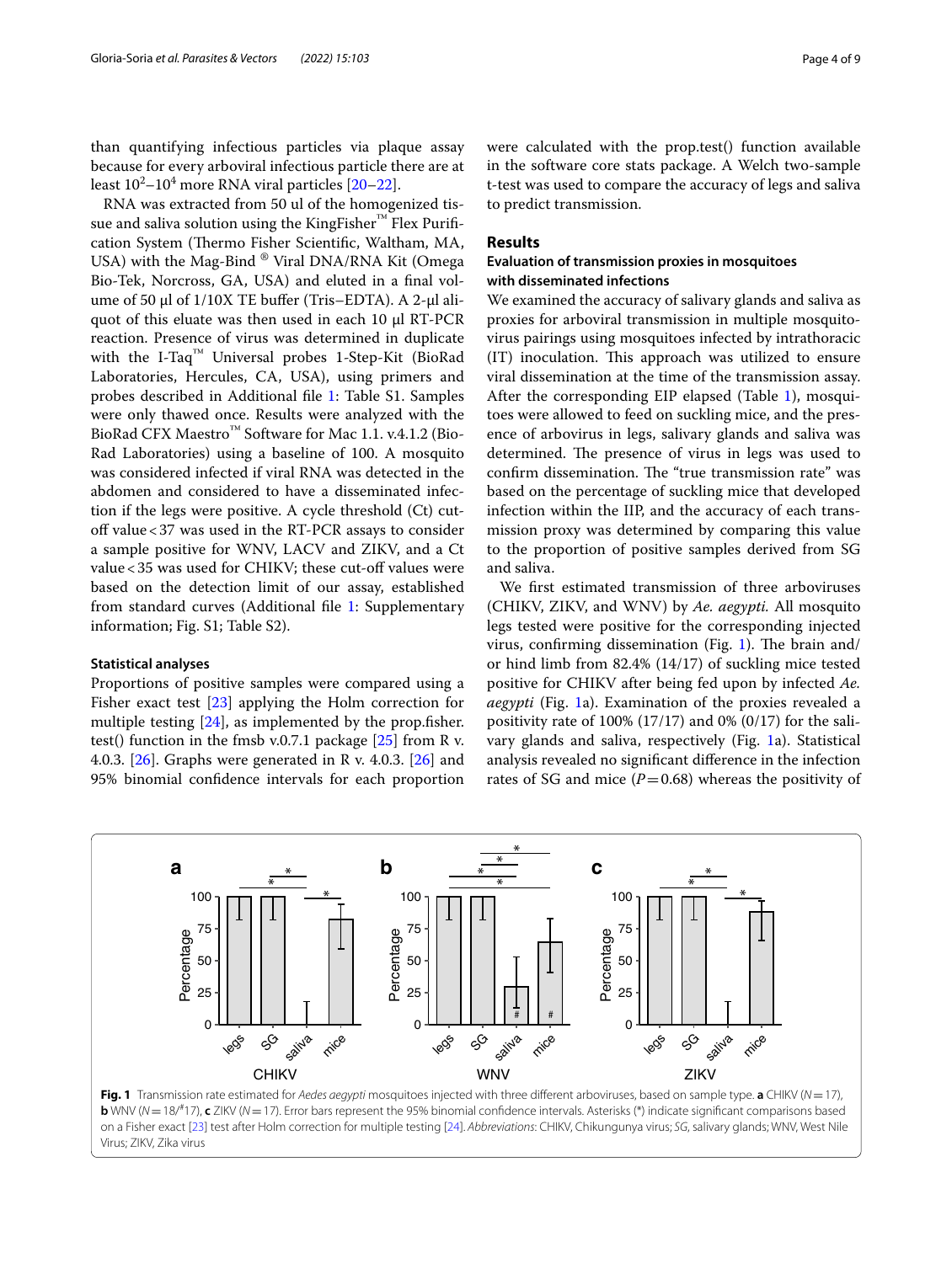than quantifying infectious particles via plaque assay because for every arboviral infectious particle there are at least $10^2$–$10^4$ more RNA viral particles [20–22].

RNA was extracted from 50 ul of the homogenized tissue and saliva solution using the KingFisher™ Flex Purification System (Thermo Fisher Scientific, Waltham, MA, USA) with the Mag-Bind ® Viral DNA/RNA Kit (Omega Bio-Tek, Norcross, GA, USA) and eluted in a final volume of 50 µl of 1/10X TE buffer (Tris–EDTA). A 2-µl aliquot of this eluate was then used in each 10 µl RT-PCR reaction. Presence of virus was determined in duplicate with the I-Taq™ Universal probes 1-Step-Kit (BioRad Laboratories, Hercules, CA, USA), using primers and probes described in Additional file 1: Table S1. Samples were only thawed once. Results were analyzed with the BioRad CFX Maestro™ Software for Mac 1.1. v.4.1.2 (Bio-Rad Laboratories) using a baseline of 100. A mosquito was considered infected if viral RNA was detected in the abdomen and considered to have a disseminated infection if the legs were positive. A cycle threshold (Ct) cutoff value < 37 was used in the RT-PCR assays to consider a sample positive for WNV, LACV and ZIKV, and a Ct value < 35 was used for CHIKV; these cut-off values were based on the detection limit of our assay, established from standard curves (Additional file 1: Supplementary information; Fig. S1; Table S2).

### Statistical analyses

Proportions of positive samples were compared using a Fisher exact test [23] applying the Holm correction for multiple testing [24], as implemented by the prop.fisher.test() function in the fmsb v.0.7.1 package [25] from R v. 4.0.3. [26]. Graphs were generated in R v. 4.0.3. [26] and 95% binomial confidence intervals for each proportion were calculated with the prop.test() function available in the software core stats package. A Welch two-sample t-test was used to compare the accuracy of legs and saliva to predict transmission.

## Results

### Evaluation of transmission proxies in mosquitoes with disseminated infections

We examined the accuracy of salivary glands and saliva as proxies for arboviral transmission in multiple mosquito-virus pairings using mosquitoes infected by intrathoracic (IT) inoculation. This approach was utilized to ensure viral dissemination at the time of the transmission assay. After the corresponding EIP elapsed (Table 1), mosquitoes were allowed to feed on suckling mice, and the presence of arbovirus in legs, salivary glands and saliva was determined. The presence of virus in legs was used to confirm dissemination. The "true transmission rate" was based on the percentage of suckling mice that developed infection within the IIP, and the accuracy of each transmission proxy was determined by comparing this value to the proportion of positive samples derived from SG and saliva.

We first estimated transmission of three arboviruses (CHIKV, ZIKV, and WNV) by *Ae. aegypti*. All mosquito legs tested were positive for the corresponding injected virus, confirming dissemination (Fig. 1). The brain and/or hind limb from 82.4% (14/17) of suckling mice tested positive for CHIKV after being fed upon by infected *Ae. aegypti* (Fig. 1a). Examination of the proxies revealed a positivity rate of 100% (17/17) and 0% (0/17) for the salivary glands and saliva, respectively (Fig. 1a). Statistical analysis revealed no significant difference in the infection rates of SG and mice ($P = 0.68$) whereas the positivity of

**Fig. 1** Transmission rate estimated for *Aedes aegypti* mosquitoes injected with three different arboviruses, based on sample type. **a** CHIKV ($N = 17$), **b** WNV ($N = 18$/#17), **c** ZIKV ($N = 17$). Error bars represent the 95% binomial confidence intervals. Asterisks (*) indicate significant comparisons based on a Fisher exact [23] test after Holm correction for multiple testing [24]. *Abbreviations*: CHIKV, Chikungunya virus; *SG*, salivary glands; WNV, West Nile Virus; ZIKV, Zika virus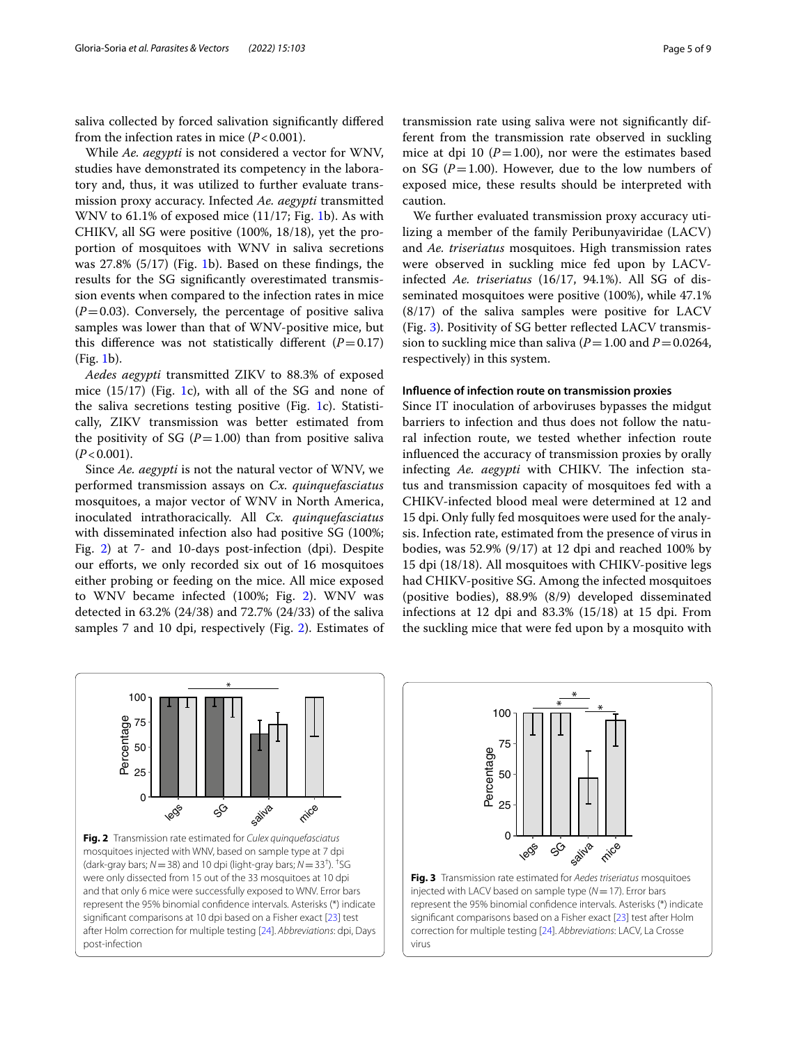saliva collected by forced salivation significantly differed from the infection rates in mice ($P<0.001$).

While *Ae. aegypti* is not considered a vector for WNV, studies have demonstrated its competency in the laboratory and, thus, it was utilized to further evaluate transmission proxy accuracy. Infected *Ae. aegypti* transmitted WNV to 61.1% of exposed mice (11/17; Fig. 1b). As with CHIKV, all SG were positive (100%, 18/18), yet the proportion of mosquitoes with WNV in saliva secretions was 27.8% (5/17) (Fig. 1b). Based on these findings, the results for the SG significantly overestimated transmission events when compared to the infection rates in mice ($P=0.03$). Conversely, the percentage of positive saliva samples was lower than that of WNV-positive mice, but this difference was not statistically different ($P=0.17$) (Fig. 1b).

*Aedes aegypti* transmitted ZIKV to 88.3% of exposed mice (15/17) (Fig. 1c), with all of the SG and none of the saliva secretions testing positive (Fig. 1c). Statistically, ZIKV transmission was better estimated from the positivity of SG ($P=1.00$) than from positive saliva ($P<0.001$).

Since *Ae. aegypti* is not the natural vector of WNV, we performed transmission assays on *Cx. quinquefasciatus* mosquitoes, a major vector of WNV in North America, inoculated intrathoracically. All *Cx. quinquefasciatus* with disseminated infection also had positive SG (100%; Fig. 2) at 7- and 10-days post-infection (dpi). Despite our efforts, we only recorded six out of 16 mosquitoes either probing or feeding on the mice. All mice exposed to WNV became infected (100%; Fig. 2). WNV was detected in 63.2% (24/38) and 72.7% (24/33) of the saliva samples 7 and 10 dpi, respectively (Fig. 2). Estimates of transmission rate using saliva were not significantly different from the transmission rate observed in suckling mice at dpi 10 ($P=1.00$), nor were the estimates based on SG ($P=1.00$). However, due to the low numbers of exposed mice, these results should be interpreted with caution.

We further evaluated transmission proxy accuracy utilizing a member of the family Peribunyaviridae (LACV) and *Ae. triseriatus* mosquitoes. High transmission rates were observed in suckling mice fed upon by LACV-infected *Ae. triseriatus* (16/17, 94.1%). All SG of disseminated mosquitoes were positive (100%), while 47.1% (8/17) of the saliva samples were positive for LACV (Fig. 3). Positivity of SG better reflected LACV transmission to suckling mice than saliva ($P=1.00$ and $P=0.0264$, respectively) in this system.

### Influence of infection route on transmission proxies

Since IT inoculation of arboviruses bypasses the midgut barriers to infection and thus does not follow the natural infection route, we tested whether infection route influenced the accuracy of transmission proxies by orally infecting *Ae. aegypti* with CHIKV. The infection status and transmission capacity of mosquitoes fed with a CHIKV-infected blood meal were determined at 12 and 15 dpi. Only fully fed mosquitoes were used for the analysis. Infection rate, estimated from the presence of virus in bodies, was 52.9% (9/17) at 12 dpi and reached 100% by 15 dpi (18/18). All mosquitoes with CHIKV-positive legs had CHIKV-positive SG. Among the infected mosquitoes (positive bodies), 88.9% (8/9) developed disseminated infections at 12 dpi and 83.3% (15/18) at 15 dpi. From the suckling mice that were fed upon by a mosquito with

**Fig. 2** Transmission rate estimated for *Culex quinquefasciatus* mosquitoes injected with WNV, based on sample type at 7 dpi (dark-gray bars; $N=38$) and 10 dpi (light-gray bars; $N=33^{\dagger}$). $^{\dagger}$SG were only dissected from 15 out of the 33 mosquitoes at 10 dpi and that only 6 mice were successfully exposed to WNV. Error bars represent the 95% binomial confidence intervals. Asterisks (*) indicate significant comparisons at 10 dpi based on a Fisher exact [23] test after Holm correction for multiple testing [24]. *Abbreviations*: dpi, Days post-infection

**Fig. 3** Transmission rate estimated for *Aedes triseriatus* mosquitoes injected with LACV based on sample type ($N=17$). Error bars represent the 95% binomial confidence intervals. Asterisks (*) indicate significant comparisons based on a Fisher exact [23] test after Holm correction for multiple testing [24]. *Abbreviations*: LACV, La Crosse virus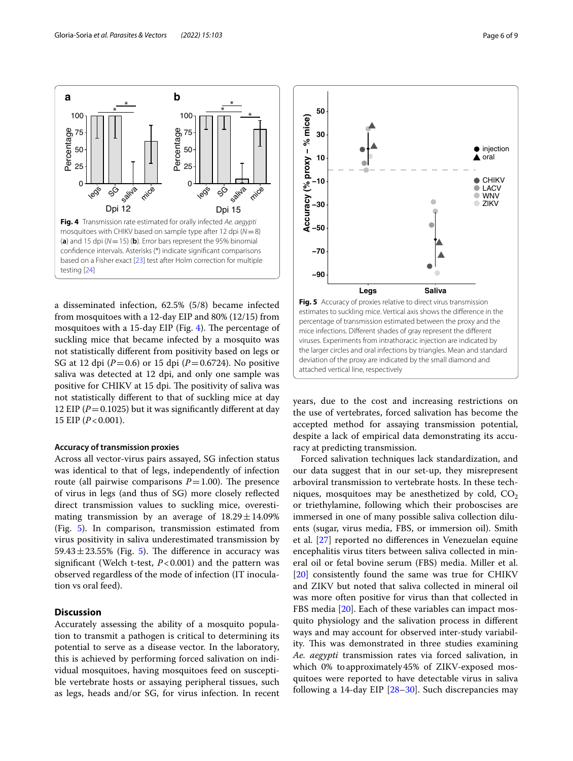**Fig. 4** Transmission rate estimated for orally infected *Ae. aegypti* mosquitoes with CHIKV based on sample type after 12 dpi ($N=8$) (**a**) and 15 dpi ($N=15$) (**b**). Error bars represent the 95% binomial confidence intervals. Asterisks (*) indicate significant comparisons based on a Fisher exact [23] test after Holm correction for multiple testing [24]

**Fig. 5** Accuracy of proxies relative to direct virus transmission estimates to suckling mice. Vertical axis shows the difference in the percentage of transmission estimated between the proxy and the mice infections. Different shades of gray represent the different viruses. Experiments from intrathoracic injection are indicated by the larger circles and oral infections by triangles. Mean and standard deviation of the proxy are indicated by the small diamond and attached vertical line, respectively

a disseminated infection, 62.5% (5/8) became infected from mosquitoes with a 12-day EIP and 80% (12/15) from mosquitoes with a 15-day EIP (Fig. 4). The percentage of suckling mice that became infected by a mosquito was not statistically different from positivity based on legs or SG at 12 dpi ($P=0.6$) or 15 dpi ($P=0.6724$). No positive saliva was detected at 12 dpi, and only one sample was positive for CHIKV at 15 dpi. The positivity of saliva was not statistically different to that of suckling mice at day 12 EIP ($P=0.1025$) but it was significantly different at day 15 EIP ($P<0.001$).

### Accuracy of transmission proxies

Across all vector-virus pairs assayed, SG infection status was identical to that of legs, independently of infection route (all pairwise comparisons $P=1.00$). The presence of virus in legs (and thus of SG) more closely reflected direct transmission values to suckling mice, overestimating transmission by an average of $18.29\pm14.09\%$ (Fig. 5). In comparison, transmission estimated from virus positivity in saliva underestimated transmission by $59.43\pm23.55\%$ (Fig. 5). The difference in accuracy was significant (Welch t-test, $P<0.001$) and the pattern was observed regardless of the mode of infection (IT inoculation vs oral feed).

## Discussion

Accurately assessing the ability of a mosquito population to transmit a pathogen is critical to determining its potential to serve as a disease vector. In the laboratory, this is achieved by performing forced salivation on individual mosquitoes, having mosquitoes feed on susceptible vertebrate hosts or assaying peripheral tissues, such as legs, heads and/or SG, for virus infection. In recent years, due to the cost and increasing restrictions on the use of vertebrates, forced salivation has become the accepted method for assaying transmission potential, despite a lack of empirical data demonstrating its accuracy at predicting transmission.

Forced salivation techniques lack standardization, and our data suggest that in our set-up, they misrepresent arboviral transmission to vertebrate hosts. In these techniques, mosquitoes may be anesthetized by cold, $CO_2$ or triethylamine, following which their proboscises are immersed in one of many possible saliva collection diluents (sugar, virus media, FBS, or immersion oil). Smith et al. [27] reported no differences in Venezuelan equine encephalitis virus titers between saliva collected in mineral oil or fetal bovine serum (FBS) media. Miller et al. [20] consistently found the same was true for CHIKV and ZIKV but noted that saliva collected in mineral oil was more often positive for virus than that collected in FBS media [20]. Each of these variables can impact mosquito physiology and the salivation process in different ways and may account for observed inter-study variability. This was demonstrated in three studies examining *Ae. aegypti* transmission rates via forced salivation, in which 0% to approximately 45% of ZIKV-exposed mosquitoes were reported to have detectable virus in saliva following a 14-day EIP [28–30]. Such discrepancies may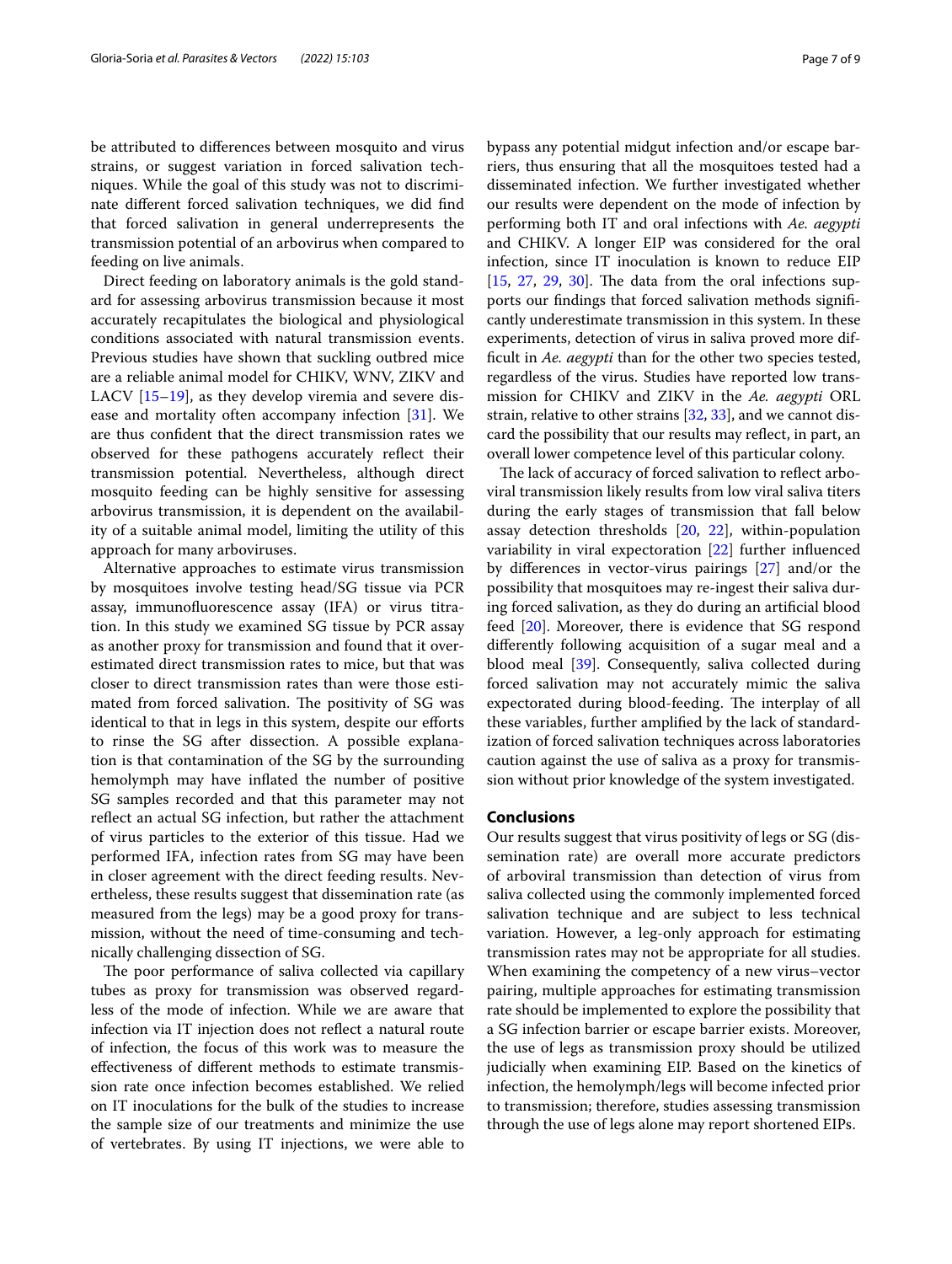be attributed to differences between mosquito and virus strains, or suggest variation in forced salivation techniques. While the goal of this study was not to discriminate different forced salivation techniques, we did find that forced salivation in general underrepresents the transmission potential of an arbovirus when compared to feeding on live animals.

Direct feeding on laboratory animals is the gold standard for assessing arbovirus transmission because it most accurately recapitulates the biological and physiological conditions associated with natural transmission events. Previous studies have shown that suckling outbred mice are a reliable animal model for CHIKV, WNV, ZIKV and LACV [15–19], as they develop viremia and severe disease and mortality often accompany infection [31]. We are thus confident that the direct transmission rates we observed for these pathogens accurately reflect their transmission potential. Nevertheless, although direct mosquito feeding can be highly sensitive for assessing arbovirus transmission, it is dependent on the availability of a suitable animal model, limiting the utility of this approach for many arboviruses.

Alternative approaches to estimate virus transmission by mosquitoes involve testing head/SG tissue via PCR assay, immunofluorescence assay (IFA) or virus titration. In this study we examined SG tissue by PCR assay as another proxy for transmission and found that it overestimated direct transmission rates to mice, but that was closer to direct transmission rates than were those estimated from forced salivation. The positivity of SG was identical to that in legs in this system, despite our efforts to rinse the SG after dissection. A possible explanation is that contamination of the SG by the surrounding hemolymph may have inflated the number of positive SG samples recorded and that this parameter may not reflect an actual SG infection, but rather the attachment of virus particles to the exterior of this tissue. Had we performed IFA, infection rates from SG may have been in closer agreement with the direct feeding results. Nevertheless, these results suggest that dissemination rate (as measured from the legs) may be a good proxy for transmission, without the need of time-consuming and technically challenging dissection of SG.

The poor performance of saliva collected via capillary tubes as proxy for transmission was observed regardless of the mode of infection. While we are aware that infection via IT injection does not reflect a natural route of infection, the focus of this work was to measure the effectiveness of different methods to estimate transmission rate once infection becomes established. We relied on IT inoculations for the bulk of the studies to increase the sample size of our treatments and minimize the use of vertebrates. By using IT injections, we were able to bypass any potential midgut infection and/or escape barriers, thus ensuring that all the mosquitoes tested had a disseminated infection. We further investigated whether our results were dependent on the mode of infection by performing both IT and oral infections with *Ae. aegypti* and CHIKV. A longer EIP was considered for the oral infection, since IT inoculation is known to reduce EIP [15, 27, 29, 30]. The data from the oral infections supports our findings that forced salivation methods significantly underestimate transmission in this system. In these experiments, detection of virus in saliva proved more difficult in *Ae. aegypti* than for the other two species tested, regardless of the virus. Studies have reported low transmission for CHIKV and ZIKV in the *Ae. aegypti* ORL strain, relative to other strains [32, 33], and we cannot discard the possibility that our results may reflect, in part, an overall lower competence level of this particular colony.

The lack of accuracy of forced salivation to reflect arboviral transmission likely results from low viral saliva titers during the early stages of transmission that fall below assay detection thresholds [20, 22], within-population variability in viral expectoration [22] further influenced by differences in vector-virus pairings [27] and/or the possibility that mosquitoes may re-ingest their saliva during forced salivation, as they do during an artificial blood feed [20]. Moreover, there is evidence that SG respond differently following acquisition of a sugar meal and a blood meal [39]. Consequently, saliva collected during forced salivation may not accurately mimic the saliva expectorated during blood-feeding. The interplay of all these variables, further amplified by the lack of standardization of forced salivation techniques across laboratories caution against the use of saliva as a proxy for transmission without prior knowledge of the system investigated.

## Conclusions

Our results suggest that virus positivity of legs or SG (dissemination rate) are overall more accurate predictors of arboviral transmission than detection of virus from saliva collected using the commonly implemented forced salivation technique and are subject to less technical variation. However, a leg-only approach for estimating transmission rates may not be appropriate for all studies. When examining the competency of a new virus–vector pairing, multiple approaches for estimating transmission rate should be implemented to explore the possibility that a SG infection barrier or escape barrier exists. Moreover, the use of legs as transmission proxy should be utilized judicially when examining EIP. Based on the kinetics of infection, the hemolymph/legs will become infected prior to transmission; therefore, studies assessing transmission through the use of legs alone may report shortened EIPs.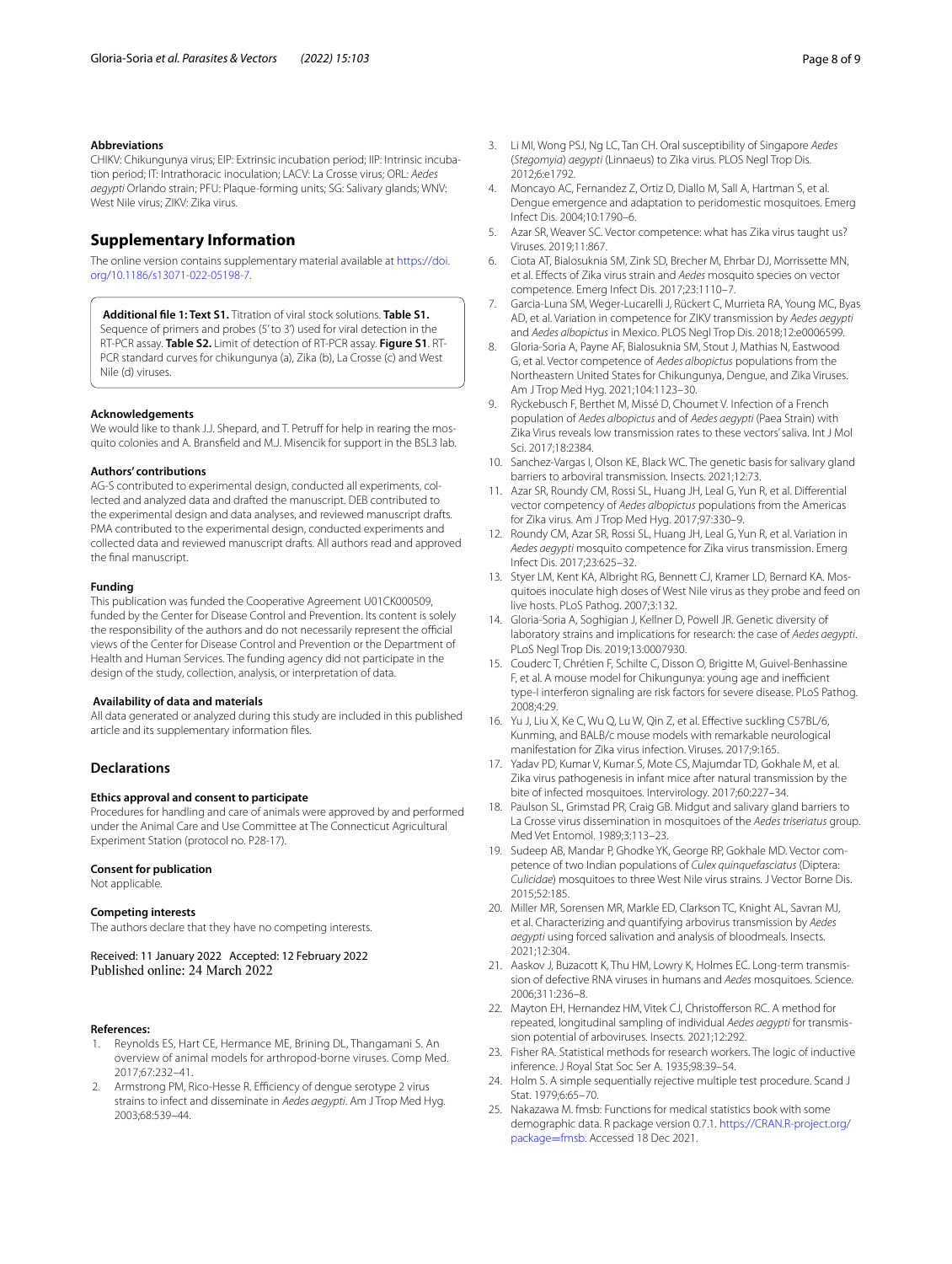#### Abbreviations

CHIKV: Chikungunya virus; EIP: Extrinsic incubation period; IIP: Intrinsic incubation period; IT: Intrathoracic inoculation; LACV: La Crosse virus; ORL: *Aedes aegypti* Orlando strain; PFU: Plaque-forming units; SG: Salivary glands; WNV: West Nile virus; ZIKV: Zika virus.

## Supplementary Information

The online version contains supplementary material available at https://doi.org/10.1186/s13071-022-05198-7.

**Additional file 1: Text S1.** Titration of viral stock solutions. **Table S1.** Sequence of primers and probes (5′ to 3′) used for viral detection in the RT-PCR assay. **Table S2.** Limit of detection of RT-PCR assay. **Figure S1**. RT-PCR standard curves for chikungunya (a), Zika (b), La Crosse (c) and West Nile (d) viruses.

#### Acknowledgements

We would like to thank J.J. Shepard, and T. Petruff for help in rearing the mosquito colonies and A. Bransfield and M.J. Misencik for support in the BSL3 lab.

#### Authors' contributions

AG-S contributed to experimental design, conducted all experiments, collected and analyzed data and drafted the manuscript. DEB contributed to the experimental design and data analyses, and reviewed manuscript drafts. PMA contributed to the experimental design, conducted experiments and collected data and reviewed manuscript drafts. All authors read and approved the final manuscript.

#### Funding

This publication was funded the Cooperative Agreement U01CK000509, funded by the Center for Disease Control and Prevention. Its content is solely the responsibility of the authors and do not necessarily represent the official views of the Center for Disease Control and Prevention or the Department of Health and Human Services. The funding agency did not participate in the design of the study, collection, analysis, or interpretation of data.

#### Availability of data and materials

All data generated or analyzed during this study are included in this published article and its supplementary information files.

## Declarations

#### Ethics approval and consent to participate

Procedures for handling and care of animals were approved by and performed under the Animal Care and Use Committee at The Connecticut Agricultural Experiment Station (protocol no. P28-17).

#### Consent for publication

Not applicable.

#### Competing interests

The authors declare that they have no competing interests.

Received: 11 January 2022 Accepted: 12 February 2022
Published online: 24 March 2022

#### References:

1. Reynolds ES, Hart CE, Hermance ME, Brining DL, Thangamani S. An overview of animal models for arthropod-borne viruses. Comp Med. 2017;67:232–41.
2. Armstrong PM, Rico-Hesse R. Efficiency of dengue serotype 2 virus strains to infect and disseminate in *Aedes aegypti*. Am J Trop Med Hyg. 2003;68:539–44.
3. Li MI, Wong PSJ, Ng LC, Tan CH. Oral susceptibility of Singapore *Aedes* (*Stegomyia*) *aegypti* (Linnaeus) to Zika virus. PLOS Negl Trop Dis. 2012;6:e1792.
4. Moncayo AC, Fernandez Z, Ortiz D, Diallo M, Sall A, Hartman S, et al. Dengue emergence and adaptation to peridomestic mosquitoes. Emerg Infect Dis. 2004;10:1790–6.
5. Azar SR, Weaver SC. Vector competence: what has Zika virus taught us? Viruses. 2019;11:867.
6. Ciota AT, Bialosuknia SM, Zink SD, Brecher M, Ehrbar DJ, Morrissette MN, et al. Effects of Zika virus strain and *Aedes* mosquito species on vector competence. Emerg Infect Dis. 2017;23:1110–7.
7. Garcia-Luna SM, Weger-Lucarelli J, Rückert C, Murrieta RA, Young MC, Byas AD, et al. Variation in competence for ZIKV transmission by *Aedes aegypti* and *Aedes albopictus* in Mexico. PLOS Negl Trop Dis. 2018;12:e0006599.
8. Gloria-Soria A, Payne AF, Bialosuknia SM, Stout J, Mathias N, Eastwood G, et al. Vector competence of *Aedes albopictus* populations from the Northeastern United States for Chikungunya, Dengue, and Zika Viruses. Am J Trop Med Hyg. 2021;104:1123–30.
9. Ryckebusch F, Berthet M, Missé D, Choumet V. Infection of a French population of *Aedes albopictus* and of *Aedes aegypti* (Paea Strain) with Zika Virus reveals low transmission rates to these vectors' saliva. Int J Mol Sci. 2017;18:2384.
10. Sanchez-Vargas I, Olson KE, Black WC. The genetic basis for salivary gland barriers to arboviral transmission. Insects. 2021;12:73.
11. Azar SR, Roundy CM, Rossi SL, Huang JH, Leal G, Yun R, et al. Differential vector competency of *Aedes albopictus* populations from the Americas for Zika virus. Am J Trop Med Hyg. 2017;97:330–9.
12. Roundy CM, Azar SR, Rossi SL, Huang JH, Leal G, Yun R, et al. Variation in *Aedes aegypti* mosquito competence for Zika virus transmission. Emerg Infect Dis. 2017;23:625–32.
13. Styer LM, Kent KA, Albright RG, Bennett CJ, Kramer LD, Bernard KA. Mosquitoes inoculate high doses of West Nile virus as they probe and feed on live hosts. PLoS Pathog. 2007;3:132.
14. Gloria-Soria A, Soghigian J, Kellner D, Powell JR. Genetic diversity of laboratory strains and implications for research: the case of *Aedes aegypti*. PLoS Negl Trop Dis. 2019;13:0007930.
15. Couderc T, Chrétien F, Schilte C, Disson O, Brigitte M, Guivel-Benhassine F, et al. A mouse model for Chikungunya: young age and inefficient type-I interferon signaling are risk factors for severe disease. PLoS Pathog. 2008;4:29.
16. Yu J, Liu X, Ke C, Wu Q, Lu W, Qin Z, et al. Effective suckling C57BL/6, Kunming, and BALB/c mouse models with remarkable neurological manifestation for Zika virus infection. Viruses. 2017;9:165.
17. Yadav PD, Kumar V, Kumar S, Mote CS, Majumdar TD, Gokhale M, et al. Zika virus pathogenesis in infant mice after natural transmission by the bite of infected mosquitoes. Intervirology. 2017;60:227–34.
18. Paulson SL, Grimstad PR, Craig GB. Midgut and salivary gland barriers to La Crosse virus dissemination in mosquitoes of the *Aedes triseriatus* group. Med Vet Entomol. 1989;3:113–23.
19. Sudeep AB, Mandar P, Ghodke YK, George RP, Gokhale MD. Vector competence of two Indian populations of *Culex quinquefasciatus* (Diptera: *Culicidae*) mosquitoes to three West Nile virus strains. J Vector Borne Dis. 2015;52:185.
20. Miller MR, Sorensen MR, Markle ED, Clarkson TC, Knight AL, Savran MJ, et al. Characterizing and quantifying arbovirus transmission by *Aedes aegypti* using forced salivation and analysis of bloodmeals. Insects. 2021;12:304.
21. Aaskov J, Buzacott K, Thu HM, Lowry K, Holmes EC. Long-term transmission of defective RNA viruses in humans and *Aedes* mosquitoes. Science. 2006;311:236–8.
22. Mayton EH, Hernandez HM, Vitek CJ, Christofferson RC. A method for repeated, longitudinal sampling of individual *Aedes aegypti* for transmission potential of arboviruses. Insects. 2021;12:292.
23. Fisher RA. Statistical methods for research workers. The logic of inductive inference. J Royal Stat Soc Ser A. 1935;98:39–54.
24. Holm S. A simple sequentially rejective multiple test procedure. Scand J Stat. 1979;6:65–70.
25. Nakazawa M. fmsb: Functions for medical statistics book with some demographic data. R package version 0.7.1. https://CRAN.R-project.org/package=fmsb. Accessed 18 Dec 2021.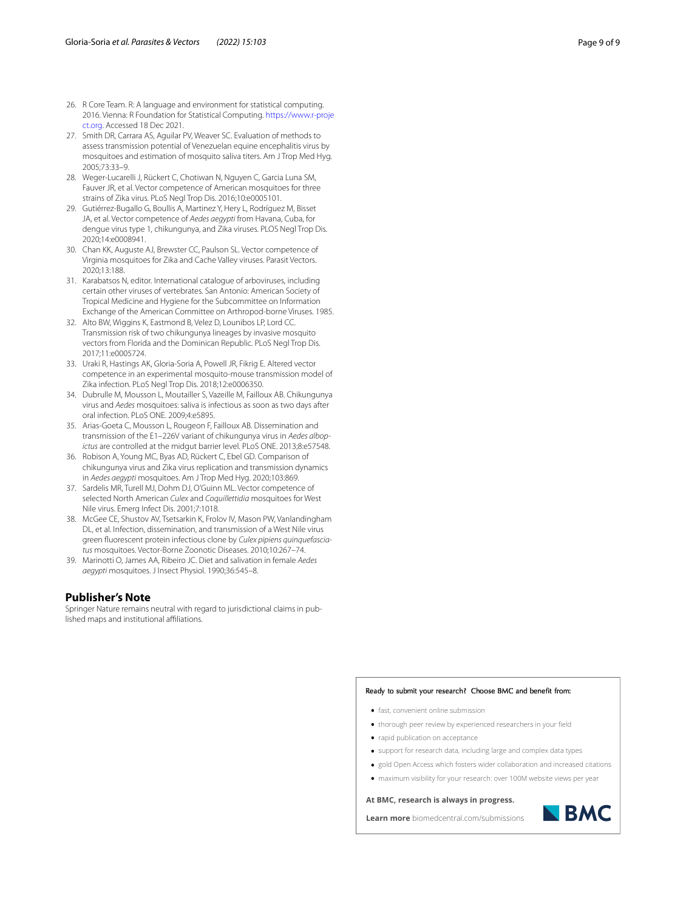26. R Core Team. R: A language and environment for statistical computing. 2016. Vienna: R Foundation for Statistical Computing. https://www.r-project.org. Accessed 18 Dec 2021.
27. Smith DR, Carrara AS, Aguilar PV, Weaver SC. Evaluation of methods to assess transmission potential of Venezuelan equine encephalitis virus by mosquitoes and estimation of mosquito saliva titers. Am J Trop Med Hyg. 2005;73:33–9.
28. Weger-Lucarelli J, Rückert C, Chotiwan N, Nguyen C, Garcia Luna SM, Fauver JR, et al. Vector competence of American mosquitoes for three strains of Zika virus. PLoS Negl Trop Dis. 2016;10:e0005101.
29. Gutiérrez-Bugallo G, Boullis A, Martinez Y, Hery L, Rodríguez M, Bisset JA, et al. Vector competence of *Aedes aegypti* from Havana, Cuba, for dengue virus type 1, chikungunya, and Zika viruses. PLOS Negl Trop Dis. 2020;14:e0008941.
30. Chan KK, Auguste AJ, Brewster CC, Paulson SL. Vector competence of Virginia mosquitoes for Zika and Cache Valley viruses. Parasit Vectors. 2020;13:188.
31. Karabatsos N, editor. International catalogue of arboviruses, including certain other viruses of vertebrates. San Antonio: American Society of Tropical Medicine and Hygiene for the Subcommittee on Information Exchange of the American Committee on Arthropod-borne Viruses. 1985.
32. Alto BW, Wiggins K, Eastmond B, Velez D, Lounibos LP, Lord CC. Transmission risk of two chikungunya lineages by invasive mosquito vectors from Florida and the Dominican Republic. PLoS Negl Trop Dis. 2017;11:e0005724.
33. Uraki R, Hastings AK, Gloria-Soria A, Powell JR, Fikrig E. Altered vector competence in an experimental mosquito-mouse transmission model of Zika infection. PLoS Negl Trop Dis. 2018;12:e0006350.
34. Dubrulle M, Mousson L, Moutailler S, Vazeille M, Failloux AB. Chikungunya virus and *Aedes* mosquitoes: saliva is infectious as soon as two days after oral infection. PLoS ONE. 2009;4:e5895.
35. Arias-Goeta C, Mousson L, Rougeon F, Failloux AB. Dissemination and transmission of the E1–226V variant of chikungunya virus in *Aedes albopictus* are controlled at the midgut barrier level. PLoS ONE. 2013;8:e57548.
36. Robison A, Young MC, Byas AD, Rückert C, Ebel GD. Comparison of chikungunya virus and Zika virus replication and transmission dynamics in *Aedes aegypti* mosquitoes. Am J Trop Med Hyg. 2020;103:869.
37. Sardelis MR, Turell MJ, Dohm DJ, O'Guinn ML. Vector competence of selected North American *Culex* and *Coquillettidia* mosquitoes for West Nile virus. Emerg Infect Dis. 2001;7:1018.
38. McGee CE, Shustov AV, Tsetsarkin K, Frolov IV, Mason PW, Vanlandingham DL, et al. Infection, dissemination, and transmission of a West Nile virus green fluorescent protein infectious clone by *Culex pipiens quinquefasciatus* mosquitoes. Vector-Borne Zoonotic Diseases. 2010;10:267–74.
39. Marinotti O, James AA, Ribeiro JC. Diet and salivation in female *Aedes aegypti* mosquitoes. J Insect Physiol. 1990;36:545–8.

## Publisher's Note

Springer Nature remains neutral with regard to jurisdictional claims in published maps and institutional affiliations.

Ready to submit your research? Choose BMC and benefit from:

- fast, convenient online submission
- thorough peer review by experienced researchers in your field
- rapid publication on acceptance
- support for research data, including large and complex data types
- gold Open Access which fosters wider collaboration and increased citations
- maximum visibility for your research: over 100M website views per year

**At BMC, research is always in progress.**

**Learn more** biomedcentral.com/submissions

BMC